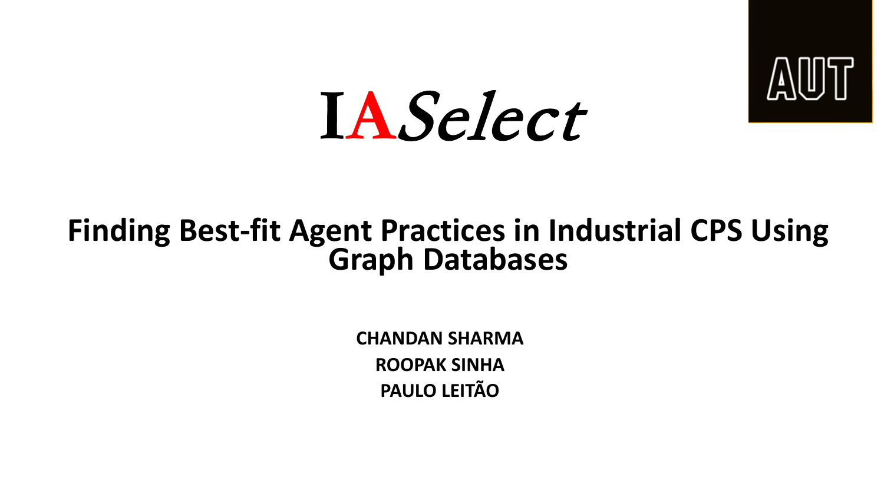# IASelect

## Finding Best-fit Agent Practices in Industrial CPS Using Graph Databases

**CHANDAN SHARMA**
**ROOPAK SINHA**
**PAULO LEITÃO**

AUT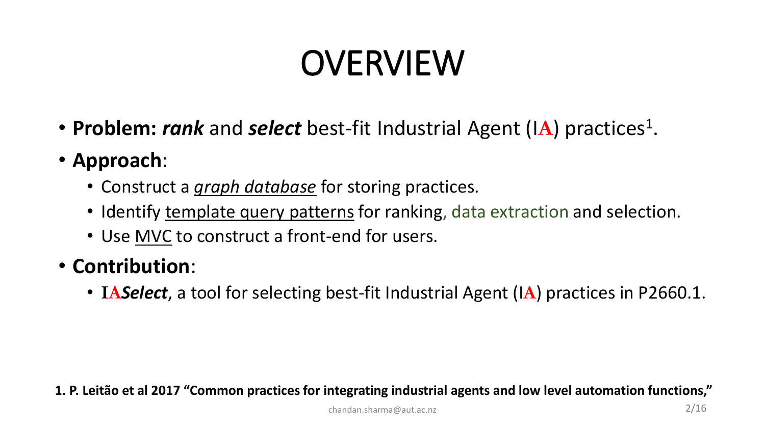# OVERVIEW

- **Problem:** ***rank*** and ***select*** best-fit Industrial Agent (IA) practices[1].
- **Approach**:
  - Construct a *graph database* for storing practices.
  - Identify template query patterns for ranking, data extraction and selection.
  - Use MVC to construct a front-end for users.
- **Contribution**:
  - **IA*Select***, a tool for selecting best-fit Industrial Agent (IA) practices in P2660.1.

**1. P. Leitão et al 2017 "Common practices for integrating industrial agents and low level automation functions,"**

chandan.sharma@aut.ac.nz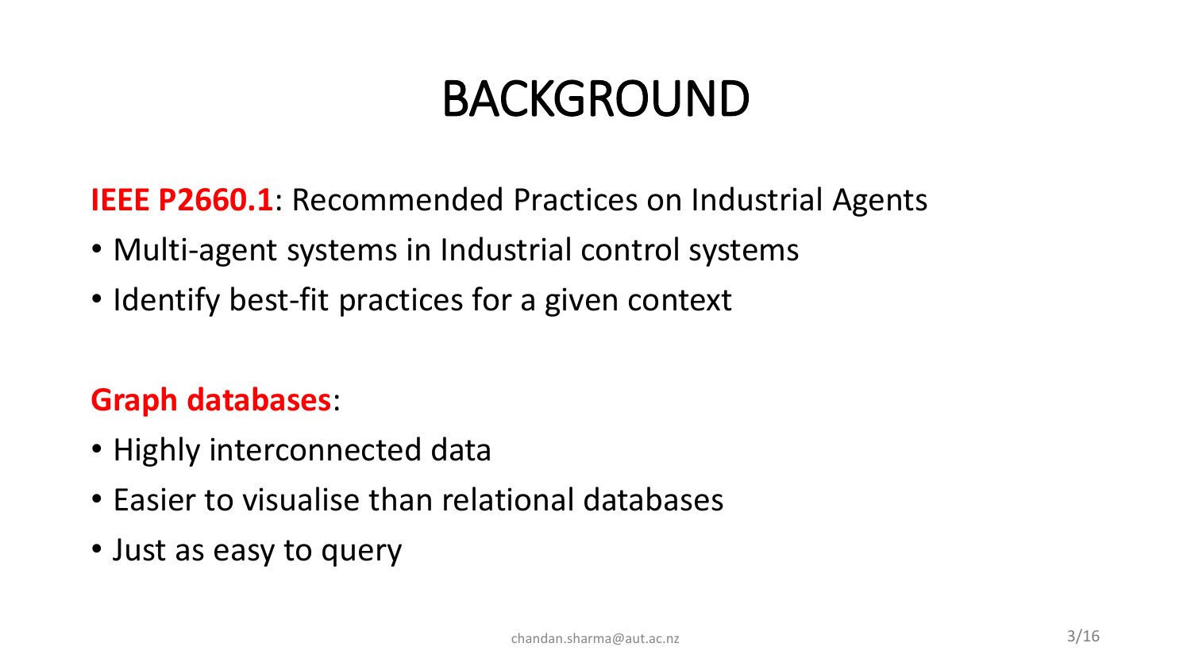# BACKGROUND

**IEEE P2660.1**: Recommended Practices on Industrial Agents

- Multi-agent systems in Industrial control systems
- Identify best-fit practices for a given context

**Graph databases**:

- Highly interconnected data
- Easier to visualise than relational databases
- Just as easy to query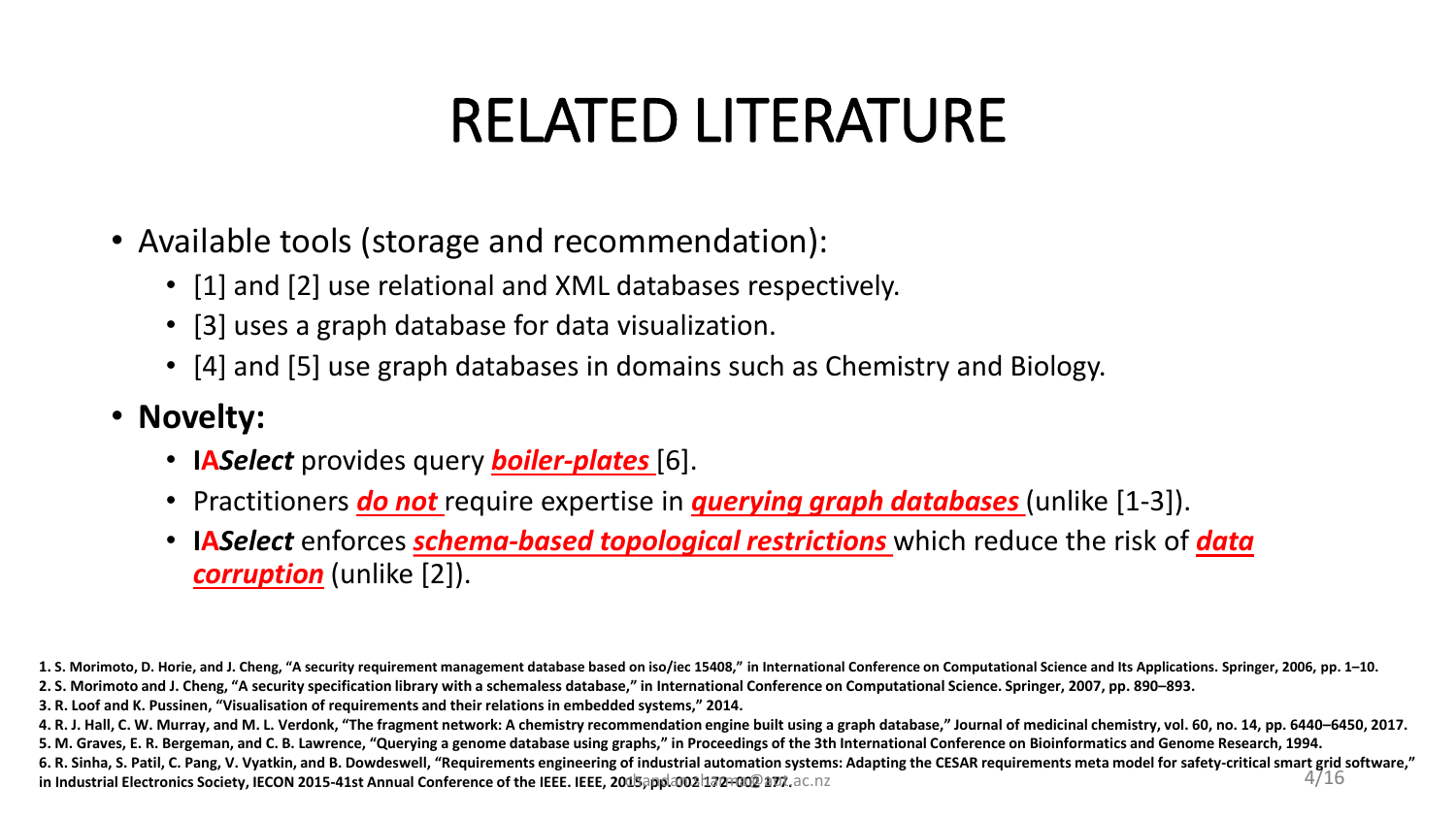# RELATED LITERATURE

- Available tools (storage and recommendation):
  - [1] and [2] use relational and XML databases respectively.
  - [3] uses a graph database for data visualization.
  - [4] and [5] use graph databases in domains such as Chemistry and Biology.
- **Novelty:**
  - **IA*Select*** provides query ***boiler-plates*** [6].
  - Practitioners ***do not*** require expertise in ***querying graph databases*** (unlike [1-3]).
  - **IA*Select*** enforces ***schema-based topological restrictions*** which reduce the risk of ***data corruption*** (unlike [2]).

**1. S. Morimoto, D. Horie, and J. Cheng, "A security requirement management database based on iso/iec 15408," in International Conference on Computational Science and Its Applications. Springer, 2006, pp. 1–10.**

**2. S. Morimoto and J. Cheng, "A security specification library with a schemaless database," in International Conference on Computational Science. Springer, 2007, pp. 890–893.**

**3. R. Loof and K. Pussinen, "Visualisation of requirements and their relations in embedded systems," 2014.**

**4. R. J. Hall, C. W. Murray, and M. L. Verdonk, "The fragment network: A chemistry recommendation engine built using a graph database," Journal of medicinal chemistry, vol. 60, no. 14, pp. 6440–6450, 2017.**

**5. M. Graves, E. R. Bergeman, and C. B. Lawrence, "Querying a genome database using graphs," in Proceedings of the 3th International Conference on Bioinformatics and Genome Research, 1994.**

**6. R. Sinha, S. Patil, C. Pang, V. Vyatkin, and B. Dowdeswell, "Requirements engineering of industrial automation systems: Adapting the CESAR requirements meta model for safety-critical smart grid software," in Industrial Electronics Society, IECON 2015-41st Annual Conference of the IEEE. IEEE, 2015, pp. 002 172–002 177.**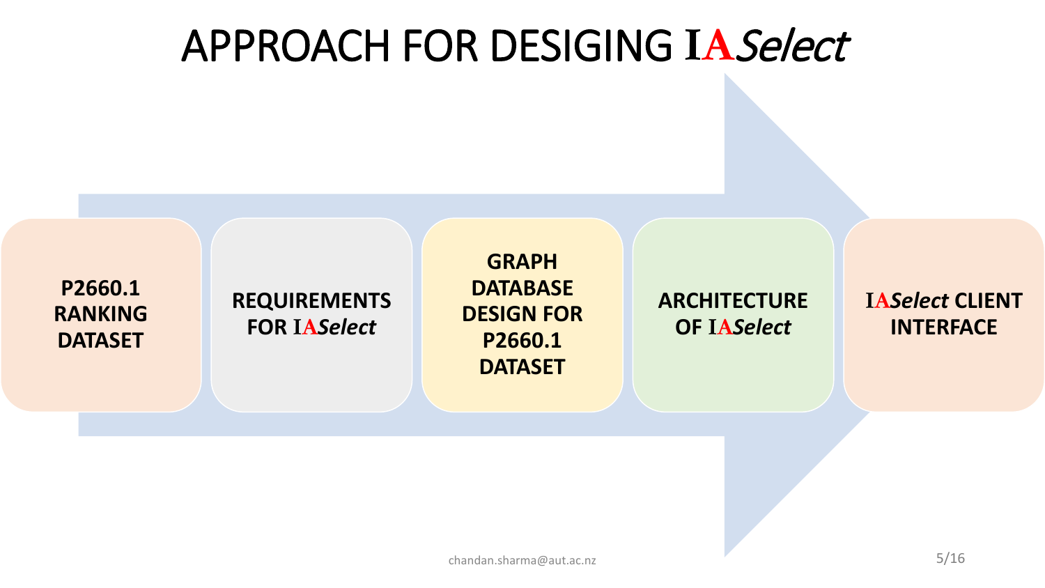# APPROACH FOR DESIGING IA*Select*

1. **P2660.1 RANKING DATASET**
2. **REQUIREMENTS FOR IA*Select***
3. **GRAPH DATABASE DESIGN FOR P2660.1 DATASET**
4. **ARCHITECTURE OF IA*Select***
5. **IA*Select* CLIENT INTERFACE**

chandan.sharma@aut.ac.nz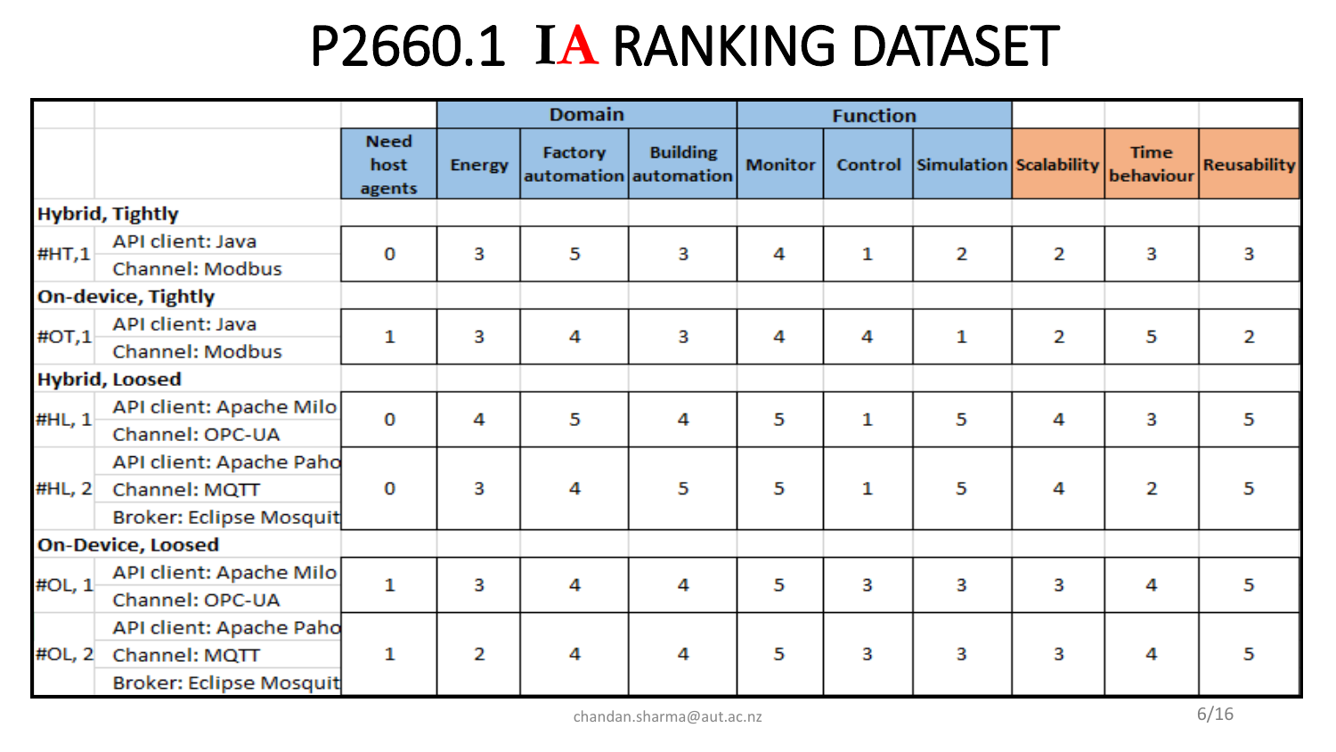# P2660.1 IA RANKING DATASET

| | | | Domain | | | Function | | | | | |
|---|---|---|---|---|---|---|---|---|---|---|---|
| | | Need host agents | Energy | Factory automation | Building automation | Monitor | Control | Simulation | Scalability | Time behaviour | Reusability |
| **Hybrid, Tightly** | | | | | | | | | | | |
| #HT,1 | API client: Java<br>Channel: Modbus | 0 | 3 | 5 | 3 | 4 | 1 | 2 | 2 | 3 | 3 |
| **On-device, Tightly** | | | | | | | | | | | |
| #OT,1 | API client: Java<br>Channel: Modbus | 1 | 3 | 4 | 3 | 4 | 4 | 1 | 2 | 5 | 2 |
| **Hybrid, Loosed** | | | | | | | | | | | |
| #HL, 1 | API client: Apache Milo<br>Channel: OPC-UA | 0 | 4 | 5 | 4 | 5 | 1 | 5 | 4 | 3 | 5 |
| #HL, 2 | API client: Apache Paho<br>Channel: MQTT<br>Broker: Eclipse Mosquit | 0 | 3 | 4 | 5 | 5 | 1 | 5 | 4 | 2 | 5 |
| **On-Device, Loosed** | | | | | | | | | | | |
| #OL, 1 | API client: Apache Milo<br>Channel: OPC-UA | 1 | 3 | 4 | 4 | 5 | 3 | 3 | 3 | 4 | 5 |
| #OL, 2 | API client: Apache Paho<br>Channel: MQTT<br>Broker: Eclipse Mosquit | 1 | 2 | 4 | 4 | 5 | 3 | 3 | 3 | 4 | 5 |

chandan.sharma@aut.ac.nz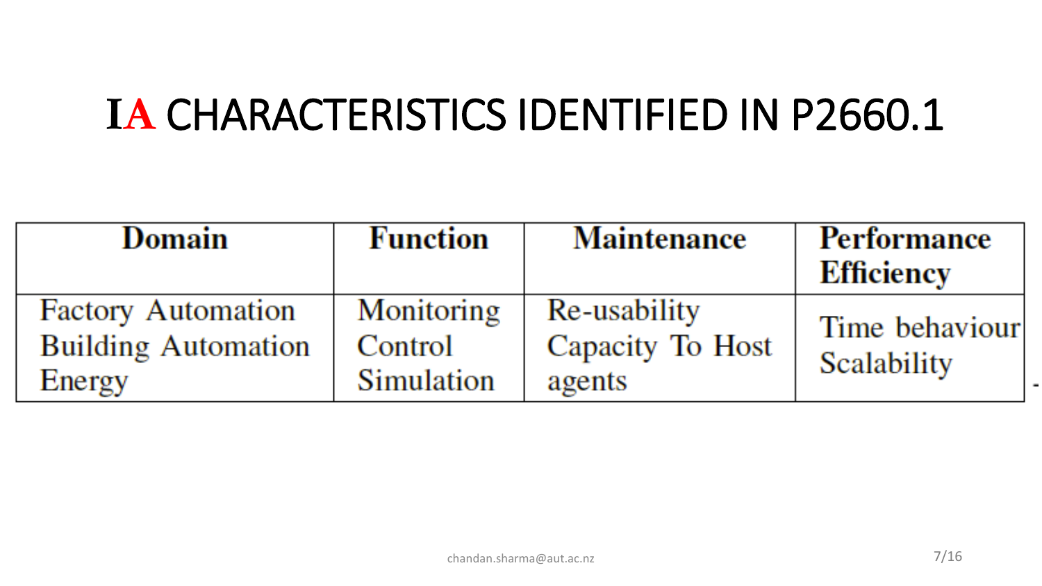# IA CHARACTERISTICS IDENTIFIED IN P2660.1

| Domain | Function | Maintenance | Performance Efficiency |
|---|---|---|---|
| Factory Automation<br>Building Automation<br>Energy | Monitoring<br>Control<br>Simulation | Re-usability<br>Capacity To Host agents | Time behaviour<br>Scalability |

chandan.sharma@aut.ac.nz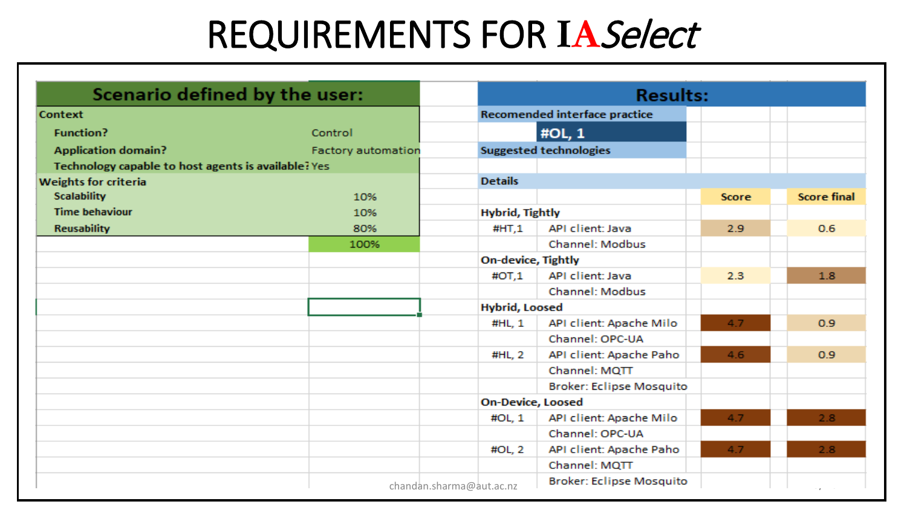# REQUIREMENTS FOR IA*Select*

| Scenario defined by the user: | |
|---|---|
| **Context** | |
| **Function?** | Control |
| **Application domain?** | Factory automation |
| **Technology capable to host agents is available?** | Yes |
| **Weights for criteria** | |
| **Scalability** | 10% |
| **Time behaviour** | 10% |
| **Reusability** | 80% |
| | 100% |

| Results: | | | |
|---|---|---|---|
| **Recomended interface practice** | | | |
| **#OL, 1** | | | |
| **Suggested technologies** | | | |
| **Details** | | | |
| | | **Score** | **Score final** |
| **Hybrid, Tightly** | | | |
| #HT,1 | API client: Java | 2.9 | 0.6 |
| | Channel: Modbus | | |
| **On-device, Tightly** | | | |
| #OT,1 | API client: Java | 2.3 | 1.8 |
| | Channel: Modbus | | |
| **Hybrid, Loosed** | | | |
| #HL, 1 | API client: Apache Milo | 4.7 | 0.9 |
| | Channel: OPC-UA | | |
| #HL, 2 | API client: Apache Paho | 4.6 | 0.9 |
| | Channel: MQTT | | |
| | Broker: Eclipse Mosquito | | |
| **On-Device, Loosed** | | | |
| #OL, 1 | API client: Apache Milo | 4.7 | 2.8 |
| | Channel: OPC-UA | | |
| #OL, 2 | API client: Apache Paho | 4.7 | 2.8 |
| | Channel: MQTT | | |
| | Broker: Eclipse Mosquito | | |

chandan.sharma@aut.ac.nz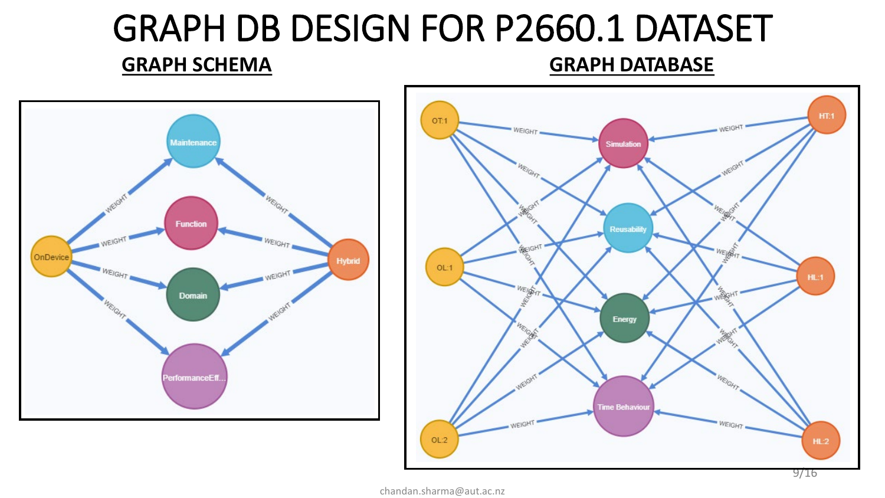# GRAPH DB DESIGN FOR P2660.1 DATASET

## GRAPH SCHEMA

## GRAPH DATABASE

chandan.sharma@aut.ac.nz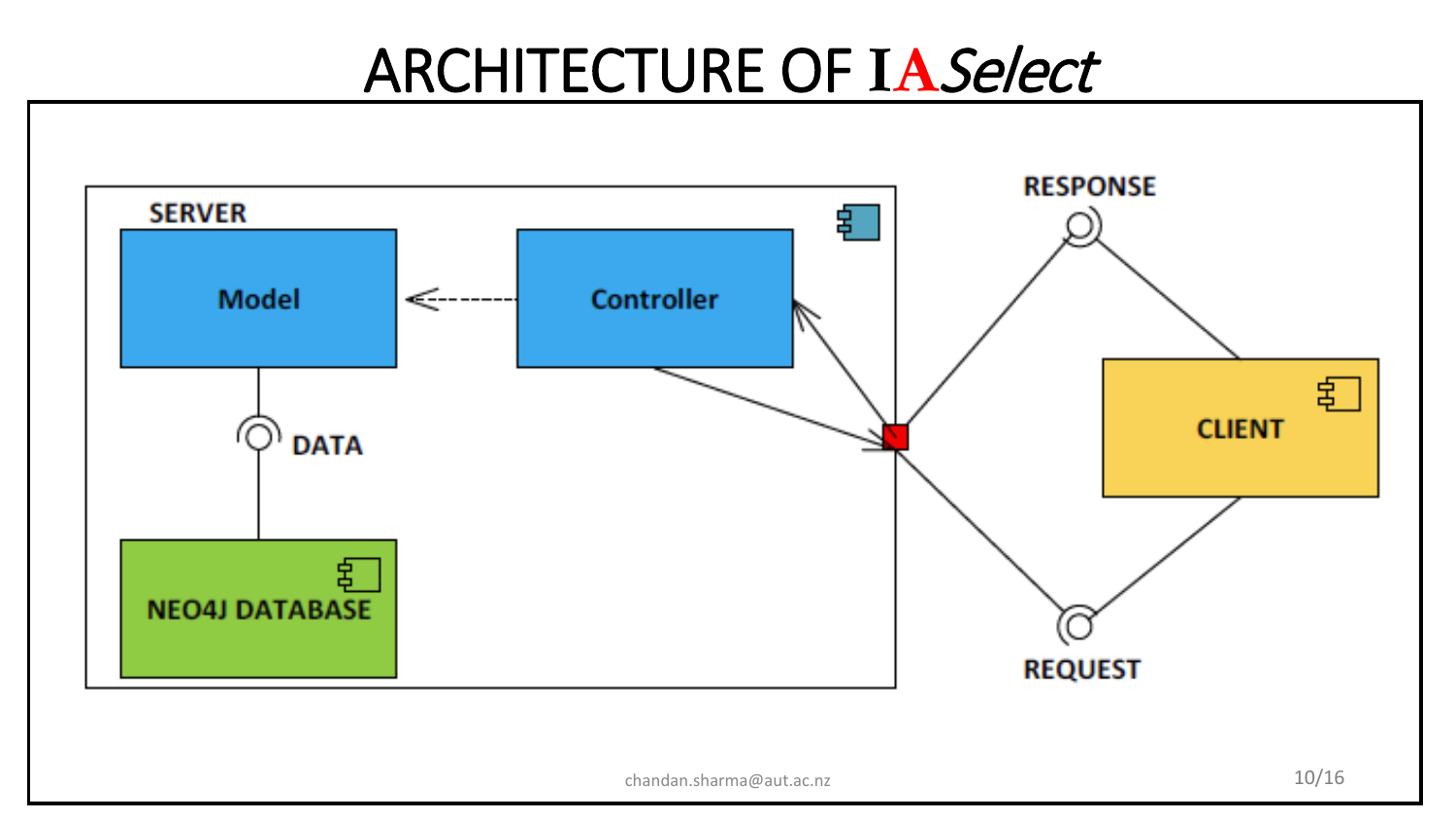# ARCHITECTURE OF IA*Select*

SERVER

Model

Controller

DATA

NEO4J DATABASE

RESPONSE

CLIENT

REQUEST

chandan.sharma@aut.ac.nz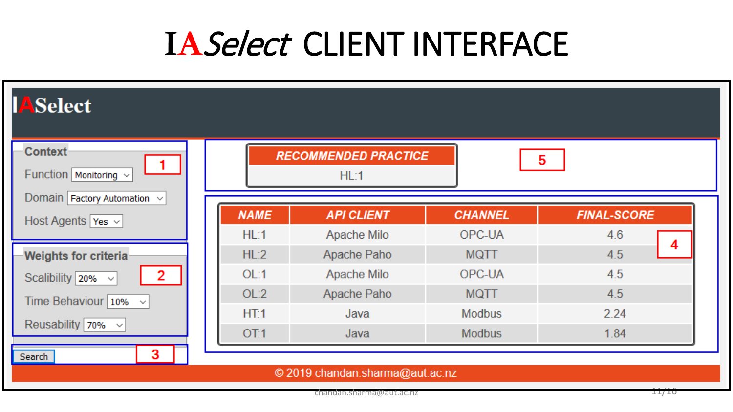# IASelect CLIENT INTERFACE

**IASelect**

**Context** — 1

Function: Monitoring

Domain: Factory Automation

Host Agents: Yes

**Weights for criteria** — 2

Scalibility: 20%

Time Behaviour: 10%

Reusability: 70%

Search — 3

| RECOMMENDED PRACTICE |
|---|
| HL:1 |

5

| NAME | API CLIENT | CHANNEL | FINAL-SCORE |
|---|---|---|---|
| HL:1 | Apache Milo | OPC-UA | 4.6 |
| HL:2 | Apache Paho | MQTT | 4.5 |
| OL:1 | Apache Milo | OPC-UA | 4.5 |
| OL:2 | Apache Paho | MQTT | 4.5 |
| HT:1 | Java | Modbus | 2.24 |
| OT:1 | Java | Modbus | 1.84 |

4

© 2019 chandan.sharma@aut.ac.nz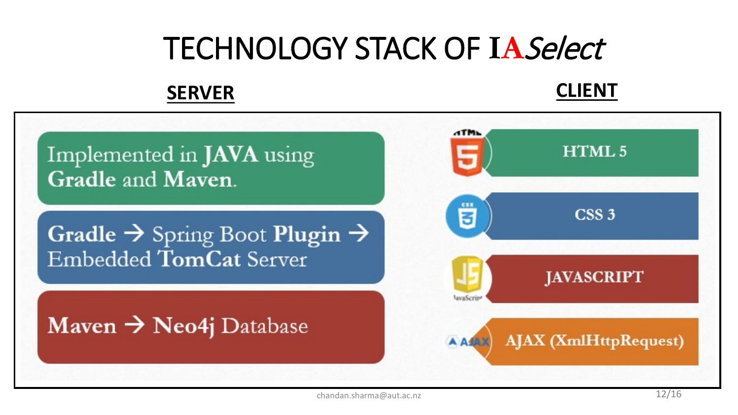# TECHNOLOGY STACK OF IA*Select*

## SERVER

Implemented in **JAVA** using **Gradle** and **Maven**.

**Gradle** → Spring Boot **Plugin** → Embedded **TomCat** Server

**Maven** → **Neo4j** Database

## CLIENT

- **HTML 5**
- **CSS 3**
- **JAVASCRIPT**
- **AJAX (XmlHttpRequest)**

chandan.sharma@aut.ac.nz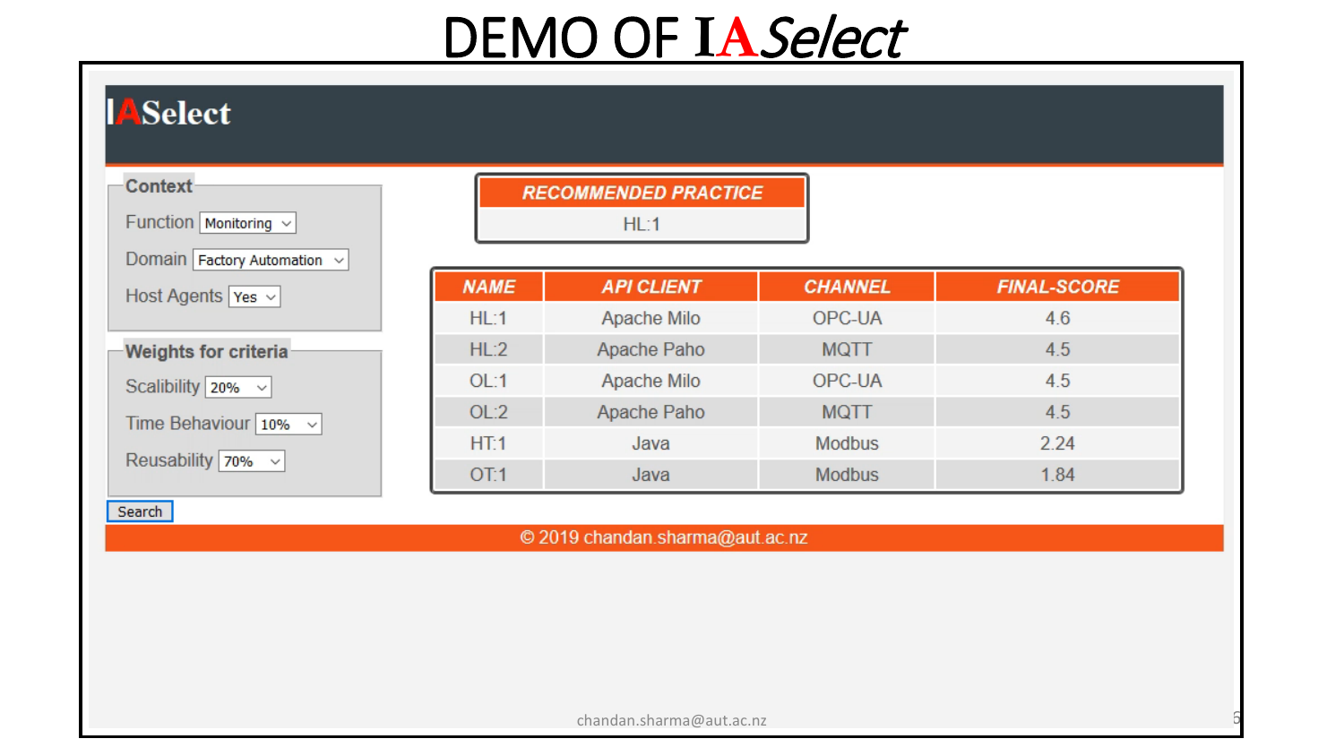# DEMO OF IASelect

**IASelect**

**Context**

Function: Monitoring

Domain: Factory Automation

Host Agents: Yes

**Weights for criteria**

Scalibility: 20%

Time Behaviour: 10%

Reusability: 70%

Search

| RECOMMENDED PRACTICE |
| --- |
| HL:1 |

| NAME | API CLIENT | CHANNEL | FINAL-SCORE |
| --- | --- | --- | --- |
| HL:1 | Apache Milo | OPC-UA | 4.6 |
| HL:2 | Apache Paho | MQTT | 4.5 |
| OL:1 | Apache Milo | OPC-UA | 4.5 |
| OL:2 | Apache Paho | MQTT | 4.5 |
| HT:1 | Java | Modbus | 2.24 |
| OT:1 | Java | Modbus | 1.84 |

© 2019 chandan.sharma@aut.ac.nz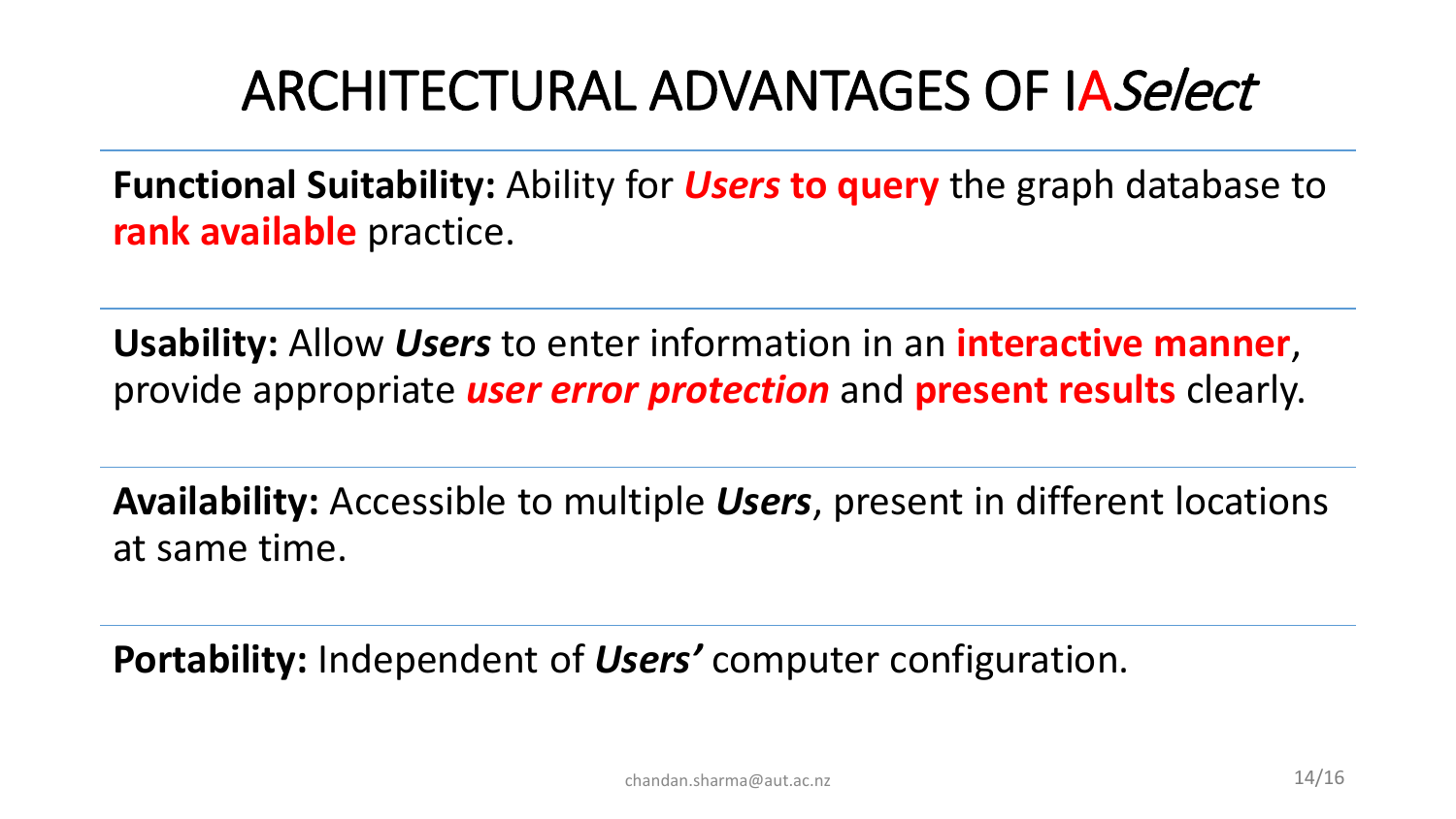# ARCHITECTURAL ADVANTAGES OF IA*Select*

**Functional Suitability:** Ability for ***Users*** **to query** the graph database to **rank available** practice.

**Usability:** Allow ***Users*** to enter information in an **interactive manner**, provide appropriate ***user error protection*** and **present results** clearly.

**Availability:** Accessible to multiple ***Users***, present in different locations at same time.

**Portability:** Independent of ***Users'*** computer configuration.

chandan.sharma@aut.ac.nz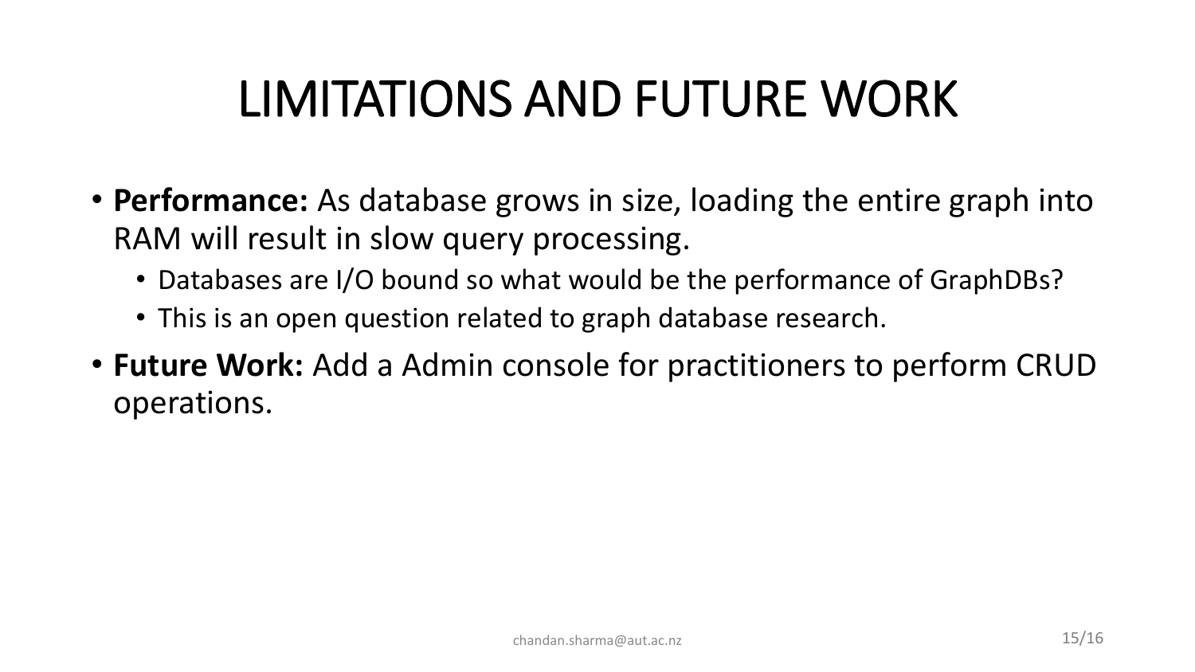# LIMITATIONS AND FUTURE WORK

- **Performance:** As database grows in size, loading the entire graph into RAM will result in slow query processing.
  - Databases are I/O bound so what would be the performance of GraphDBs?
  - This is an open question related to graph database research.
- **Future Work:** Add a Admin console for practitioners to perform CRUD operations.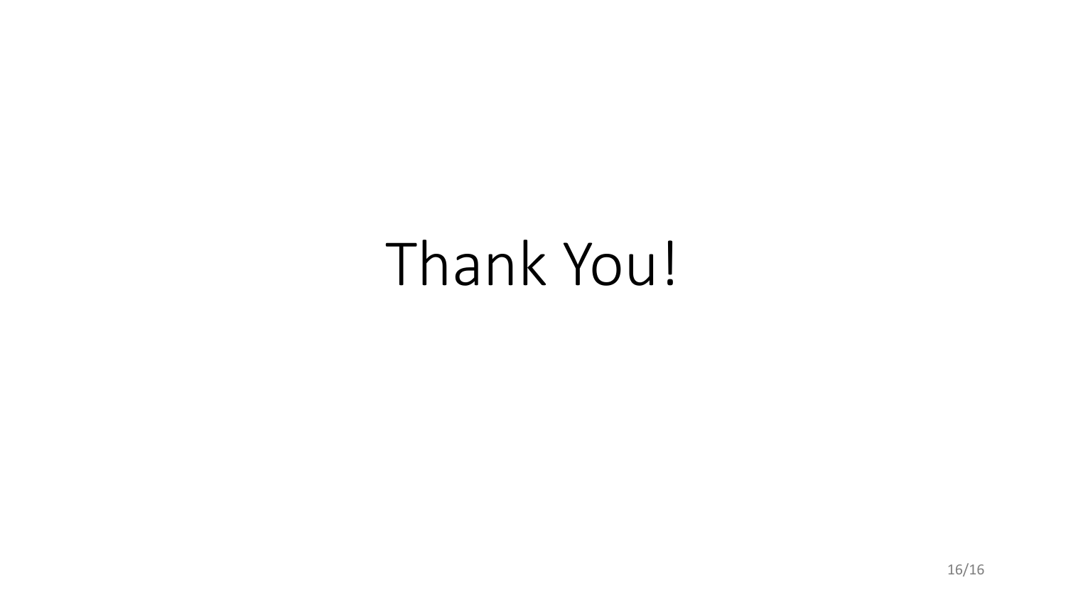# Thank You!